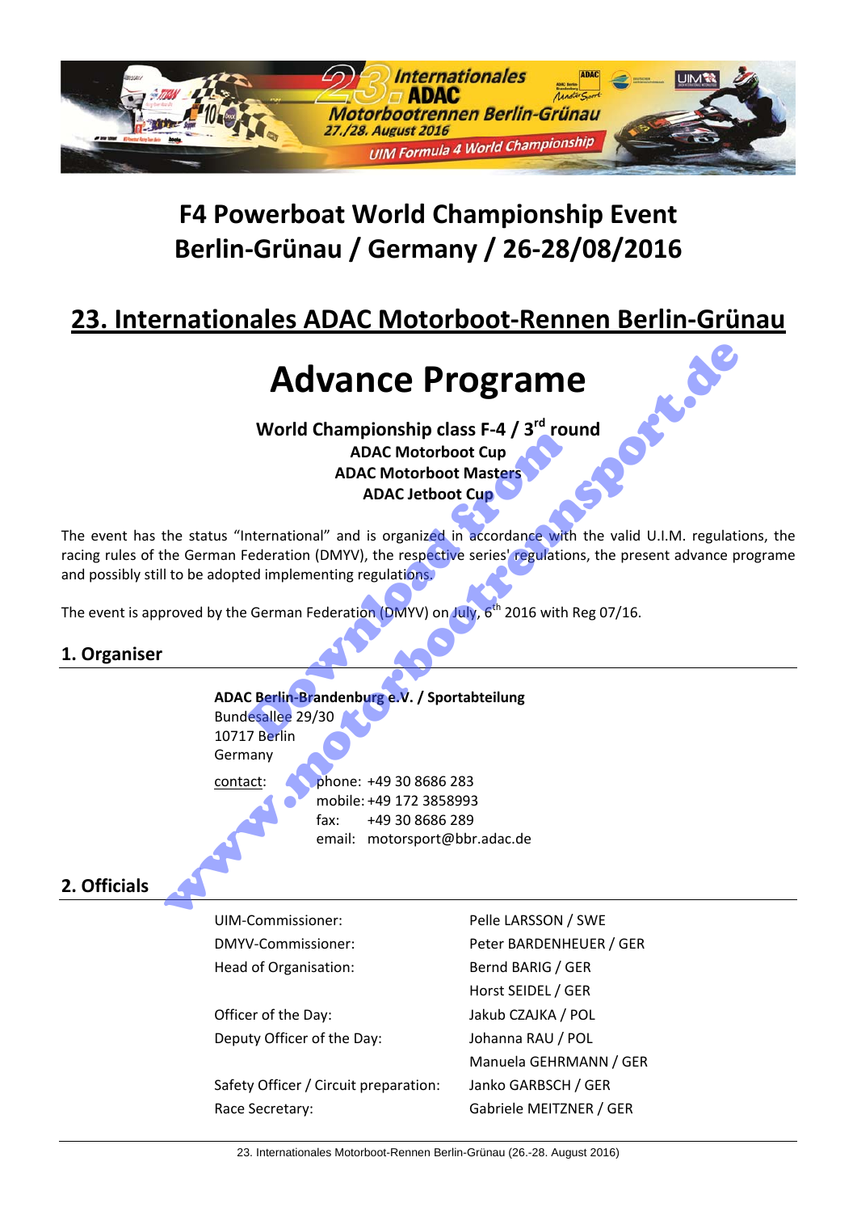# F4 Powerboat World Championship Event
# Berlin-Grünau / Germany / 26-28/08/2016

## 23. Internationales ADAC Motorboot-Rennen Berlin-Grünau

# Advance Programe

**World Championship class F-4 / 3rd round**
**ADAC Motorboot Cup**
**ADAC Motorboot Masters**
**ADAC Jetboot Cup**

The event has the status "International" and is organized in accordance with the valid U.I.M. regulations, the racing rules of the German Federation (DMYV), the respective series' regulations, the present advance programe and possibly still to be adopted implementing regulations.

The event is approved by the German Federation (DMYV) on July, 6th 2016 with Reg 07/16.

## 1. Organiser

**ADAC Berlin-Brandenburg e.V. / Sportabteilung**
Bundesallee 29/30
10717 Berlin
Germany

contact:
phone: +49 30 8686 283
mobile: +49 172 3858993
fax: +49 30 8686 289
email: motorsport@bbr.adac.de

## 2. Officials

| | |
|---|---|
| UIM-Commissioner: | Pelle LARSSON / SWE |
| DMYV-Commissioner: | Peter BARDENHEUER / GER |
| Head of Organisation: | Bernd BARIG / GER |
| | Horst SEIDEL / GER |
| Officer of the Day: | Jakub CZAJKA / POL |
| Deputy Officer of the Day: | Johanna RAU / POL |
| | Manuela GEHRMANN / GER |
| Safety Officer / Circuit preparation: | Janko GARBSCH / GER |
| Race Secretary: | Gabriele MEITZNER / GER |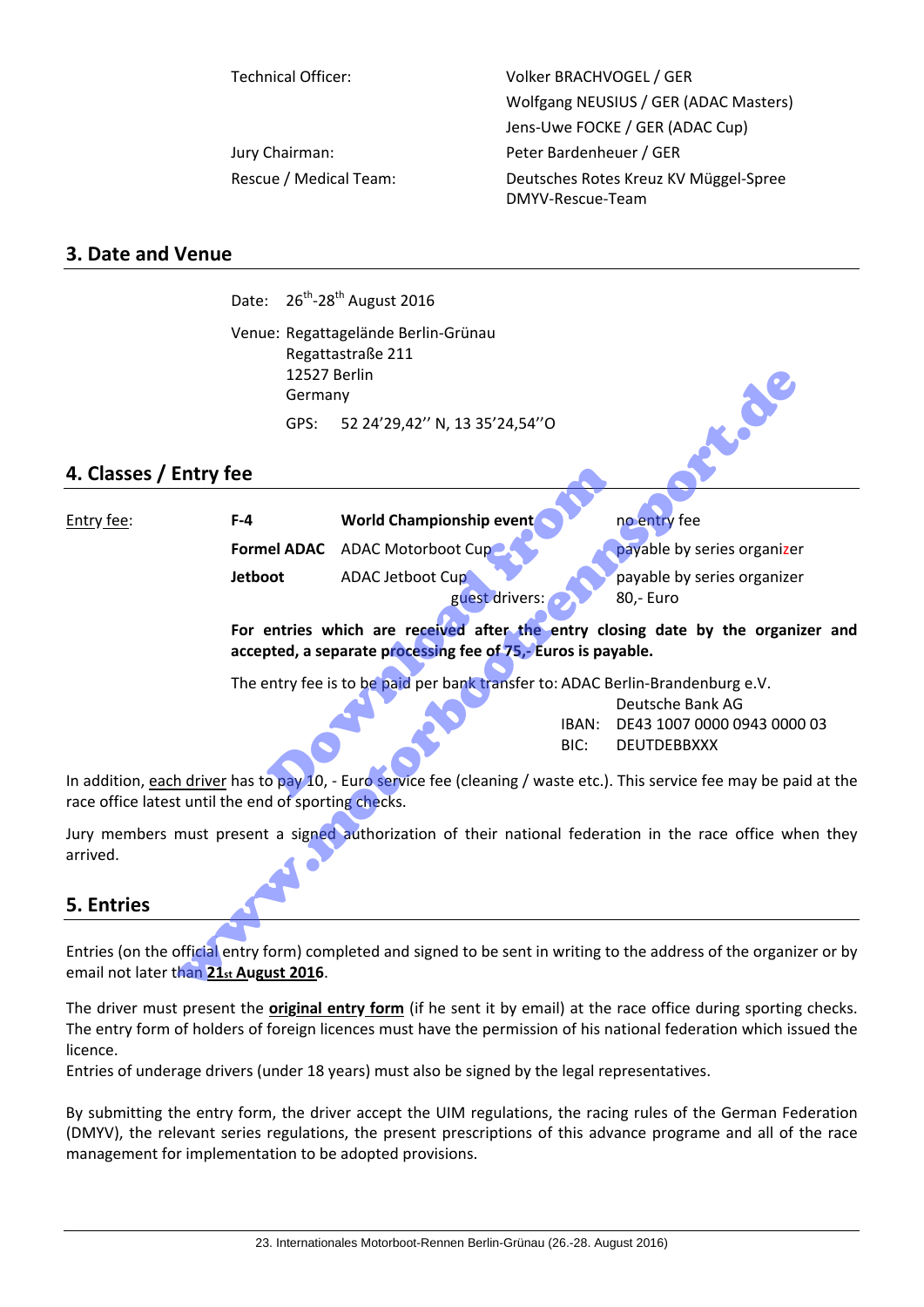| | |
|---|---|
| Technical Officer: | Volker BRACHVOGEL / GER |
| | Wolfgang NEUSIUS / GER (ADAC Masters) |
| | Jens-Uwe FOCKE / GER (ADAC Cup) |
| Jury Chairman: | Peter Bardenheuer / GER |
| Rescue / Medical Team: | Deutsches Rotes Kreuz KV Müggel-Spree<br>DMYV-Rescue-Team |

## 3. Date and Venue

Date: 26th-28th August 2016

Venue: Regattagelände Berlin-Grünau
Regattastraße 211
12527 Berlin
Germany

GPS: 52 24'29,42'' N, 13 35'24,54''O

## 4. Classes / Entry fee

| Entry fee: | | | |
|---|---|---|---|
| | **F-4** | **World Championship event** | no entry fee |
| | **Formel ADAC** | ADAC Motorboot Cup | payable by series organizer |
| | **Jetboot** | ADAC Jetboot Cup | payable by series organizer |
| | | guest drivers: | 80,- Euro |

**For entries which are received after the entry closing date by the organizer and accepted, a separate processing fee of 75,- Euros is payable.**

The entry fee is to be paid per bank transfer to: ADAC Berlin-Brandenburg e.V.
Deutsche Bank AG
IBAN: DE43 1007 0000 0943 0000 03
BIC: DEUTDEBBXXX

In addition, each driver has to pay 10, - Euro service fee (cleaning / waste etc.). This service fee may be paid at the race office latest until the end of sporting checks.

Jury members must present a signed authorization of their national federation in the race office when they arrived.

## 5. Entries

Entries (on the official entry form) completed and signed to be sent in writing to the address of the organizer or by email not later than **21st August 2016**.

The driver must present the **original entry form** (if he sent it by email) at the race office during sporting checks. The entry form of holders of foreign licences must have the permission of his national federation which issued the licence.
Entries of underage drivers (under 18 years) must also be signed by the legal representatives.

By submitting the entry form, the driver accept the UIM regulations, the racing rules of the German Federation (DMYV), the relevant series regulations, the present prescriptions of this advance programe and all of the race management for implementation to be adopted provisions.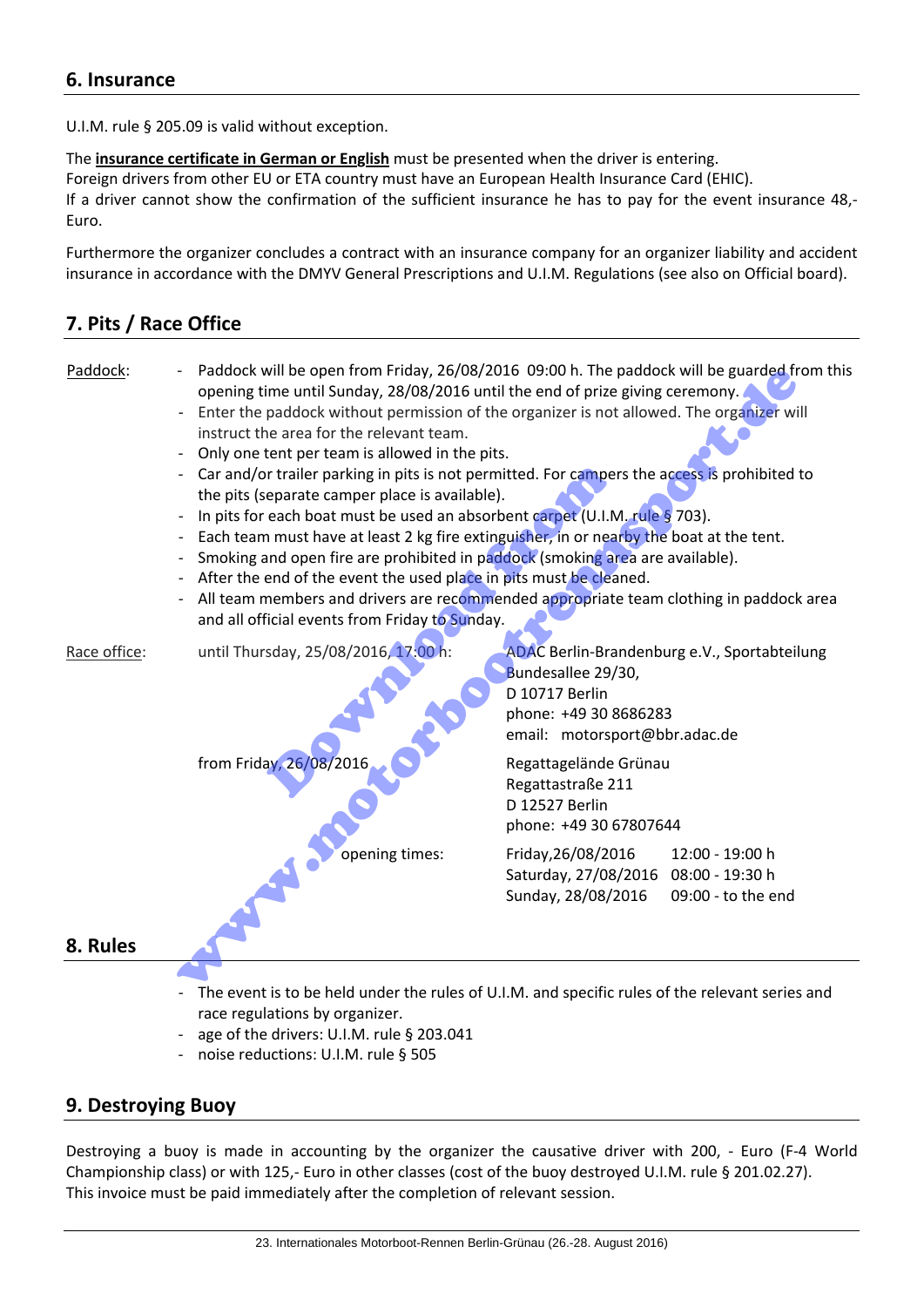## 6. Insurance

U.I.M. rule § 205.09 is valid without exception.

The **insurance certificate in German or English** must be presented when the driver is entering.
Foreign drivers from other EU or ETA country must have an European Health Insurance Card (EHIC).
If a driver cannot show the confirmation of the sufficient insurance he has to pay for the event insurance 48,- Euro.

Furthermore the organizer concludes a contract with an insurance company for an organizer liability and accident insurance in accordance with the DMYV General Prescriptions and U.I.M. Regulations (see also on Official board).

## 7. Pits / Race Office

Paddock:

- Paddock will be open from Friday, 26/08/2016 09:00 h. The paddock will be guarded from this opening time until Sunday, 28/08/2016 until the end of prize giving ceremony.
- Enter the paddock without permission of the organizer is not allowed. The organizer will instruct the area for the relevant team.
- Only one tent per team is allowed in the pits.
- Car and/or trailer parking in pits is not permitted. For campers the access is prohibited to the pits (separate camper place is available).
- In pits for each boat must be used an absorbent carpet (U.I.M. rule § 703).
- Each team must have at least 2 kg fire extinguisher, in or nearby the boat at the tent.
- Smoking and open fire are prohibited in paddock (smoking area are available).
- After the end of the event the used place in pits must be cleaned.
- All team members and drivers are recommended appropriate team clothing in paddock area and all official events from Friday to Sunday.

Race office:

until Thursday, 25/08/2016, 17:00 h:
ADAC Berlin-Brandenburg e.V., Sportabteilung
Bundesallee 29/30,
D 10717 Berlin
phone: +49 30 8686283
email: motorsport@bbr.adac.de

from Friday, 26/08/2016
Regattagelände Grünau
Regattastraße 211
D 12527 Berlin
phone: +49 30 67807644

opening times:

| | |
|---|---|
| Friday,26/08/2016 | 12:00 - 19:00 h |
| Saturday, 27/08/2016 | 08:00 - 19:30 h |
| Sunday, 28/08/2016 | 09:00 - to the end |

## 8. Rules

- The event is to be held under the rules of U.I.M. and specific rules of the relevant series and race regulations by organizer.
- age of the drivers: U.I.M. rule § 203.041
- noise reductions: U.I.M. rule § 505

## 9. Destroying Buoy

Destroying a buoy is made in accounting by the organizer the causative driver with 200, - Euro (F-4 World Championship class) or with 125,- Euro in other classes (cost of the buoy destroyed U.I.M. rule § 201.02.27).
This invoice must be paid immediately after the completion of relevant session.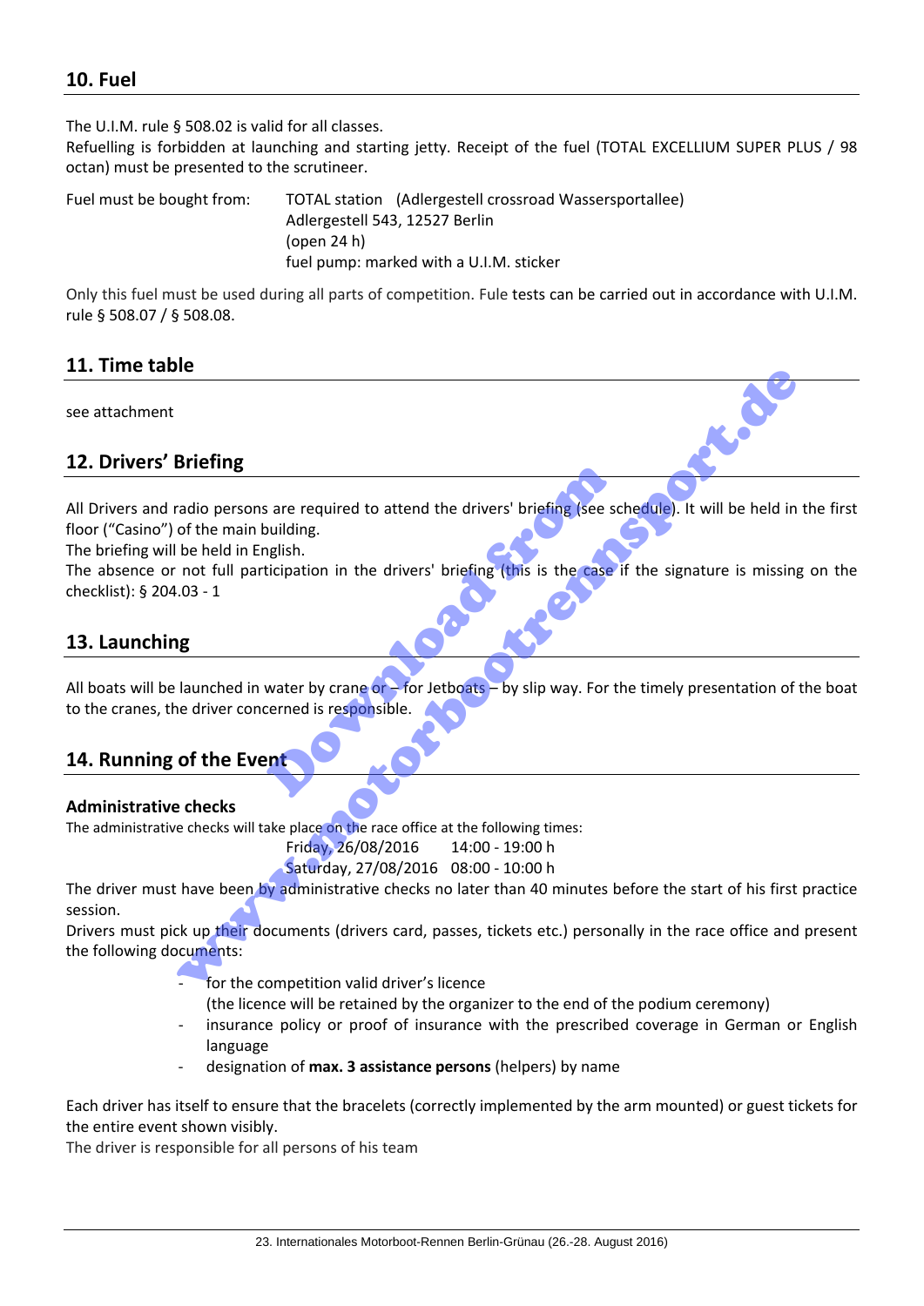## 10. Fuel

The U.I.M. rule § 508.02 is valid for all classes.
Refuelling is forbidden at launching and starting jetty. Receipt of the fuel (TOTAL EXCELLIUM SUPER PLUS / 98 octan) must be presented to the scrutineer.

Fuel must be bought from: TOTAL station (Adlergestell crossroad Wassersportallee)
Adlergestell 543, 12527 Berlin
(open 24 h)
fuel pump: marked with a U.I.M. sticker

Only this fuel must be used during all parts of competition. Fule tests can be carried out in accordance with U.I.M. rule § 508.07 / § 508.08.

## 11. Time table

see attachment

## 12. Drivers' Briefing

All Drivers and radio persons are required to attend the drivers' briefing (see schedule). It will be held in the first floor ("Casino") of the main building.
The briefing will be held in English.
The absence or not full participation in the drivers' briefing (this is the case if the signature is missing on the checklist): § 204.03 - 1

## 13. Launching

All boats will be launched in water by crane or – for Jetboats – by slip way. For the timely presentation of the boat to the cranes, the driver concerned is responsible.

## 14. Running of the Event

### Administrative checks

The administrative checks will take place on the race office at the following times:

Friday, 26/08/2016 14:00 - 19:00 h
Saturday, 27/08/2016 08:00 - 10:00 h

The driver must have been by administrative checks no later than 40 minutes before the start of his first practice session.
Drivers must pick up their documents (drivers card, passes, tickets etc.) personally in the race office and present the following documents:

- for the competition valid driver's licence
  (the licence will be retained by the organizer to the end of the podium ceremony)
- insurance policy or proof of insurance with the prescribed coverage in German or English language
- designation of **max. 3 assistance persons** (helpers) by name

Each driver has itself to ensure that the bracelets (correctly implemented by the arm mounted) or guest tickets for the entire event shown visibly.
The driver is responsible for all persons of his team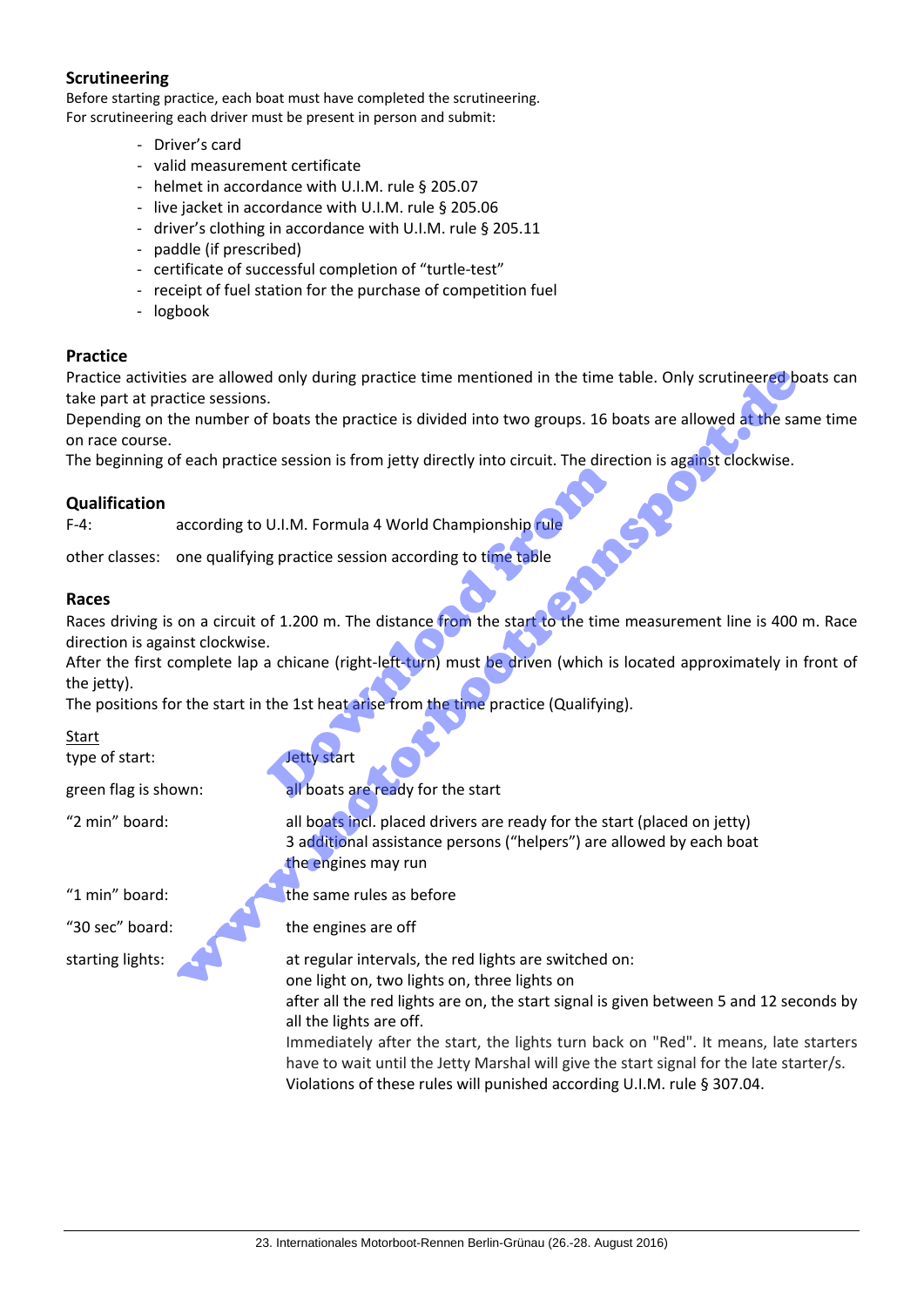### Scrutineering

Before starting practice, each boat must have completed the scrutineering.
For scrutineering each driver must be present in person and submit:

- Driver's card
- valid measurement certificate
- helmet in accordance with U.I.M. rule § 205.07
- live jacket in accordance with U.I.M. rule § 205.06
- driver's clothing in accordance with U.I.M. rule § 205.11
- paddle (if prescribed)
- certificate of successful completion of "turtle-test"
- receipt of fuel station for the purchase of competition fuel
- logbook

### Practice

Practice activities are allowed only during practice time mentioned in the time table. Only scrutineered boats can take part at practice sessions.
Depending on the number of boats the practice is divided into two groups. 16 boats are allowed at the same time on race course.
The beginning of each practice session is from jetty directly into circuit. The direction is against clockwise.

### Qualification

F-4: according to U.I.M. Formula 4 World Championship rule

other classes: one qualifying practice session according to time table

### Races

Races driving is on a circuit of 1.200 m. The distance from the start to the time measurement line is 400 m. Race direction is against clockwise.
After the first complete lap a chicane (right-left-turn) must be driven (which is located approximately in front of the jetty).
The positions for the start in the 1st heat arise from the time practice (Qualifying).

Start

type of start: Jetty start

green flag is shown: all boats are ready for the start

"2 min" board: all boats incl. placed drivers are ready for the start (placed on jetty)
3 additional assistance persons ("helpers") are allowed by each boat
the engines may run

"1 min" board: the same rules as before

"30 sec" board: the engines are off

starting lights: at regular intervals, the red lights are switched on:
one light on, two lights on, three lights on
after all the red lights are on, the start signal is given between 5 and 12 seconds by all the lights are off.
Immediately after the start, the lights turn back on "Red". It means, late starters have to wait until the Jetty Marshal will give the start signal for the late starter/s.
Violations of these rules will punished according U.I.M. rule § 307.04.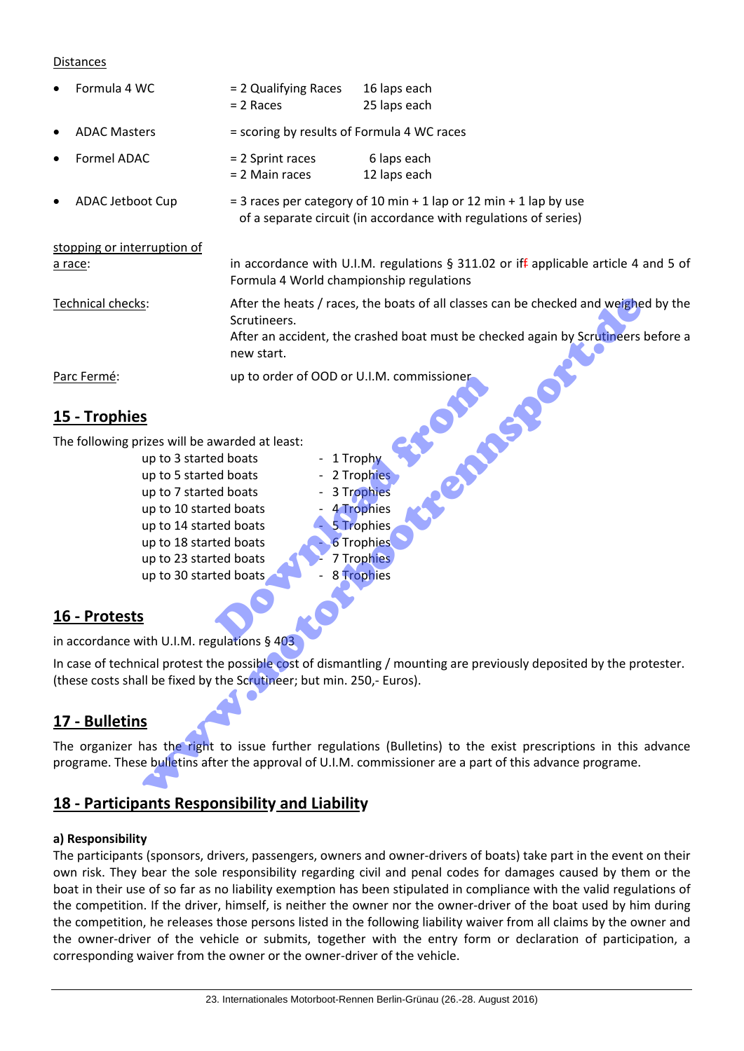Distances

| | | |
|---|---|---|
| • Formula 4 WC | = 2 Qualifying Races | 16 laps each |
| | = 2 Races | 25 laps each |
| • ADAC Masters | = scoring by results of Formula 4 WC races | |
| • Formel ADAC | = 2 Sprint races | 6 laps each |
| | = 2 Main races | 12 laps each |
| • ADAC Jetboot Cup | = 3 races per category of 10 min + 1 lap or 12 min + 1 lap by use of a separate circuit (in accordance with regulations of series) | |

stopping or interruption of a race: in accordance with U.I.M. regulations § 311.02 or iff applicable article 4 and 5 of Formula 4 World championship regulations

Technical checks: After the heats / races, the boats of all classes can be checked and weighed by the Scrutineers.
After an accident, the crashed boat must be checked again by Scrutineers before a new start.

Parc Fermé: up to order of OOD or U.I.M. commissioner

## 15 - Trophies

The following prizes will be awarded at least:

| | |
|---|---|
| up to 3 started boats | - 1 Trophy |
| up to 5 started boats | - 2 Trophies |
| up to 7 started boats | - 3 Trophies |
| up to 10 started boats | - 4 Trophies |
| up to 14 started boats | - 5 Trophies |
| up to 18 started boats | - 6 Trophies |
| up to 23 started boats | - 7 Trophies |
| up to 30 started boats | - 8 Trophies |

## 16 - Protests

in accordance with U.I.M. regulations § 403

In case of technical protest the possible cost of dismantling / mounting are previously deposited by the protester. (these costs shall be fixed by the Scrutineer; but min. 250,- Euros).

## 17 - Bulletins

The organizer has the right to issue further regulations (Bulletins) to the exist prescriptions in this advance programe. These bulletins after the approval of U.I.M. commissioner are a part of this advance programe.

## 18 - Participants Responsibility and Liability

**a) Responsibility**

The participants (sponsors, drivers, passengers, owners and owner-drivers of boats) take part in the event on their own risk. They bear the sole responsibility regarding civil and penal codes for damages caused by them or the boat in their use of so far as no liability exemption has been stipulated in compliance with the valid regulations of the competition. If the driver, himself, is neither the owner nor the owner-driver of the boat used by him during the competition, he releases those persons listed in the following liability waiver from all claims by the owner and the owner-driver of the vehicle or submits, together with the entry form or declaration of participation, a corresponding waiver from the owner or the owner-driver of the vehicle.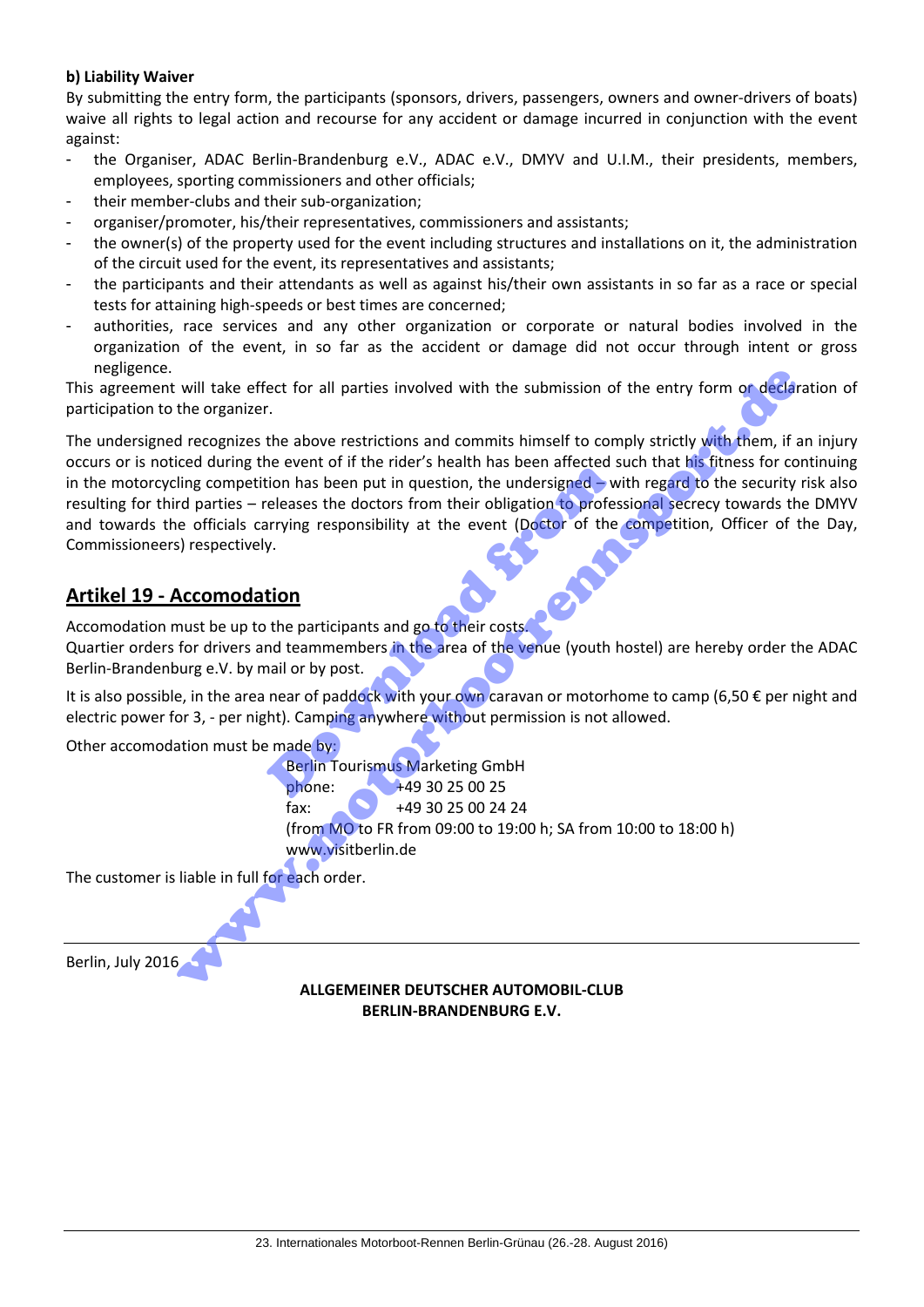**b) Liability Waiver**

By submitting the entry form, the participants (sponsors, drivers, passengers, owners and owner-drivers of boats) waive all rights to legal action and recourse for any accident or damage incurred in conjunction with the event against:

- the Organiser, ADAC Berlin-Brandenburg e.V., ADAC e.V., DMYV and U.I.M., their presidents, members, employees, sporting commissioners and other officials;
- their member-clubs and their sub-organization;
- organiser/promoter, his/their representatives, commissioners and assistants;
- the owner(s) of the property used for the event including structures and installations on it, the administration of the circuit used for the event, its representatives and assistants;
- the participants and their attendants as well as against his/their own assistants in so far as a race or special tests for attaining high-speeds or best times are concerned;
- authorities, race services and any other organization or corporate or natural bodies involved in the organization of the event, in so far as the accident or damage did not occur through intent or gross negligence.

This agreement will take effect for all parties involved with the submission of the entry form or declaration of participation to the organizer.

The undersigned recognizes the above restrictions and commits himself to comply strictly with them, if an injury occurs or is noticed during the event of if the rider's health has been affected such that his fitness for continuing in the motorcycling competition has been put in question, the undersigned – with regard to the security risk also resulting for third parties – releases the doctors from their obligation to professional secrecy towards the DMYV and towards the officials carrying responsibility at the event (Doctor of the competition, Officer of the Day, Commissioneers) respectively.

## Artikel 19 - Accomodation

Accomodation must be up to the participants and go to their costs.
Quartier orders for drivers and teammembers in the area of the venue (youth hostel) are hereby order the ADAC Berlin-Brandenburg e.V. by mail or by post.

It is also possible, in the area near of paddock with your own caravan or motorhome to camp (6,50 € per night and electric power for 3, - per night). Camping anywhere without permission is not allowed.

Other accomodation must be made by:

Berlin Tourismus Marketing GmbH
phone: +49 30 25 00 25
fax: +49 30 25 00 24 24
(from MO to FR from 09:00 to 19:00 h; SA from 10:00 to 18:00 h)
www.visitberlin.de

The customer is liable in full for each order.

---

Berlin, July 2016

**ALLGEMEINER DEUTSCHER AUTOMOBIL-CLUB**
**BERLIN-BRANDENBURG E.V.**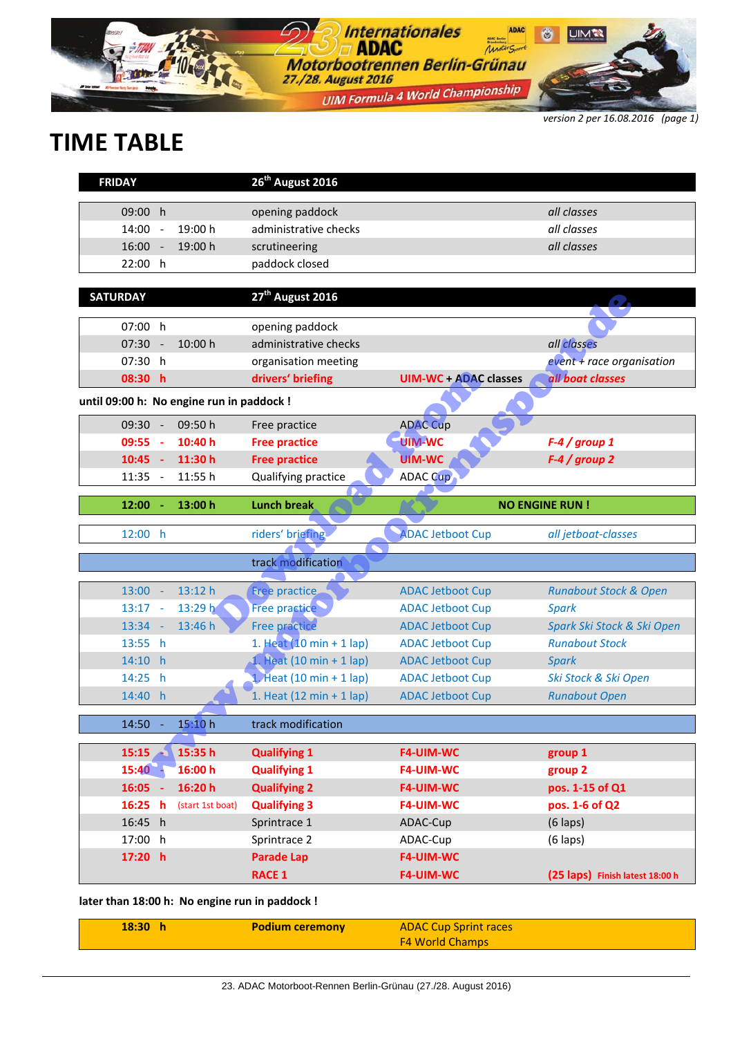23. Internationales ADAC Motorbootrennen Berlin-Grünau
27./28. August 2016
UIM Formula 4 World Championship

*version 2 per 16.08.2016 (page 1)*

# TIME TABLE

| FRIDAY | | | 26th August 2016 | | |
|---|---|---|---|---|---|
| 09:00 h | | | opening paddock | | *all classes* |
| 14:00 | - | 19:00 h | administrative checks | | *all classes* |
| 16:00 | - | 19:00 h | scrutineering | | *all classes* |
| 22:00 h | | | paddock closed | | |

| SATURDAY | | | 27th August 2016 | | |
|---|---|---|---|---|---|
| 07:00 h | | | opening paddock | | |
| 07:30 | - | 10:00 h | administrative checks | | *all classes* |
| 07:30 h | | | organisation meeting | | *event + race organisation* |
| **08:30 h** | | | **drivers' briefing** | **UIM-WC + ADAC classes** | ***all boat classes*** |

**until 09:00 h: No engine run in paddock !**

| | | | | | |
|---|---|---|---|---|---|
| 09:30 | - | 09:50 h | Free practice | ADAC Cup | |
| **09:55** | **-** | **10:40 h** | **Free practice** | **UIM-WC** | ***F-4 / group 1*** |
| **10:45** | **-** | **11:30 h** | **Free practice** | **UIM-WC** | ***F-4 / group 2*** |
| 11:35 | - | 11:55 h | Qualifying practice | ADAC Cup | |
| **12:00** | **-** | **13:00 h** | **Lunch break** | | **NO ENGINE RUN !** |
| 12:00 h | | | riders' briefing | ADAC Jetboot Cup | *all jetboat-classes* |
| | | | track modification | | |
| 13:00 | - | 13:12 h | Free practice | ADAC Jetboot Cup | *Runabout Stock & Open* |
| 13:17 | - | 13:29 h | Free practice | ADAC Jetboot Cup | *Spark* |
| 13:34 | - | 13:46 h | Free practice | ADAC Jetboot Cup | *Spark Ski Stock & Ski Open* |
| 13:55 h | | | 1. Heat (10 min + 1 lap) | ADAC Jetboot Cup | *Runabout Stock* |
| 14:10 h | | | 1. Heat (10 min + 1 lap) | ADAC Jetboot Cup | *Spark* |
| 14:25 h | | | 1. Heat (10 min + 1 lap) | ADAC Jetboot Cup | *Ski Stock & Ski Open* |
| 14:40 h | | | 1. Heat (12 min + 1 lap) | ADAC Jetboot Cup | *Runabout Open* |
| 14:50 | - | 15:10 h | track modification | | |
| **15:15** | **-** | **15:35 h** | **Qualifying 1** | **F4-UIM-WC** | **group 1** |
| **15:40** | **-** | **16:00 h** | **Qualifying 1** | **F4-UIM-WC** | **group 2** |
| **16:05** | **-** | **16:20 h** | **Qualifying 2** | **F4-UIM-WC** | **pos. 1-15 of Q1** |
| **16:25 h** | | (start 1st boat) | **Qualifying 3** | **F4-UIM-WC** | **pos. 1-6 of Q2** |
| 16:45 h | | | Sprintrace 1 | ADAC-Cup | (6 laps) |
| 17:00 h | | | Sprintrace 2 | ADAC-Cup | (6 laps) |
| **17:20 h** | | | **Parade Lap** | **F4-UIM-WC** | |
| | | | **RACE 1** | **F4-UIM-WC** | **(25 laps)** **Finish latest 18:00 h** |

**later than 18:00 h: No engine run in paddock !**

| | | | | |
|---|---|---|---|---|
| **18:30 h** | | | **Podium ceremony** | ADAC Cup Sprint races<br>F4 World Champs |

23. ADAC Motorboot-Rennen Berlin-Grünau (27./28. August 2016)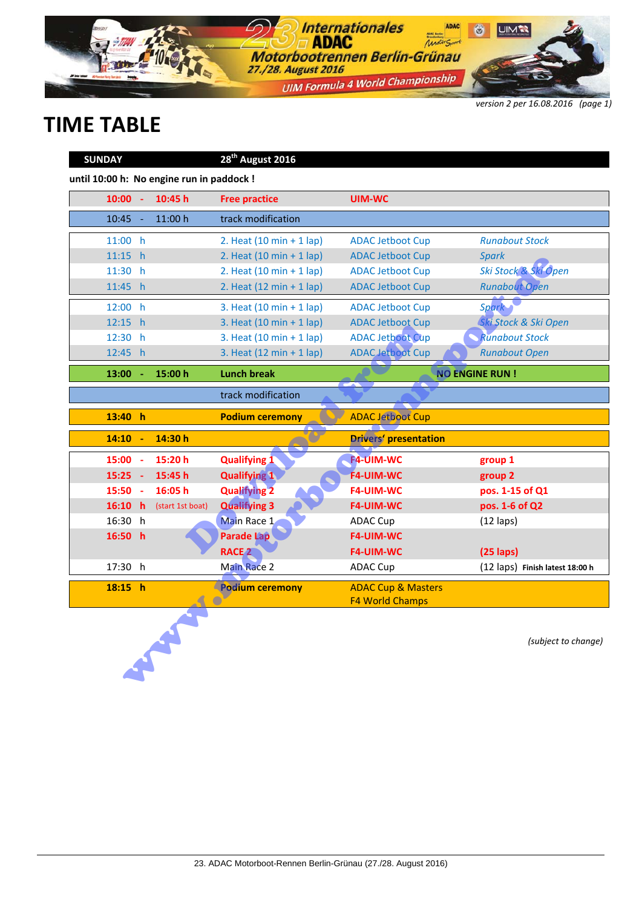23. Internationales ADAC Motorbootrennen Berlin-Grünau
27./28. August 2016
UIM Formula 4 World Championship

*version 2 per 16.08.2016 (page 1)*

# TIME TABLE

| SUNDAY | 28th August 2016 | | |
|---|---|---|---|
| **until 10:00 h: No engine run in paddock !** | | | |
| **10:00 - 10:45 h** | **Free practice** | **UIM-WC** | |
| 10:45 - 11:00 h | track modification | | |
| 11:00 h | 2. Heat (10 min + 1 lap) | ADAC Jetboot Cup | *Runabout Stock* |
| 11:15 h | 2. Heat (10 min + 1 lap) | ADAC Jetboot Cup | *Spark* |
| 11:30 h | 2. Heat (10 min + 1 lap) | ADAC Jetboot Cup | *Ski Stock & Ski Open* |
| 11:45 h | 2. Heat (12 min + 1 lap) | ADAC Jetboot Cup | *Runabout Open* |
| 12:00 h | 3. Heat (10 min + 1 lap) | ADAC Jetboot Cup | *Spark* |
| 12:15 h | 3. Heat (10 min + 1 lap) | ADAC Jetboot Cup | *Ski Stock & Ski Open* |
| 12:30 h | 3. Heat (10 min + 1 lap) | ADAC Jetboot Cup | *Runabout Stock* |
| 12:45 h | 3. Heat (12 min + 1 lap) | ADAC Jetboot Cup | *Runabout Open* |
| **13:00 - 15:00 h** | **Lunch break** | **NO ENGINE RUN !** | |
| | track modification | | |
| **13:40 h** | **Podium ceremony** | ADAC Jetboot Cup | |
| **14:10 - 14:30 h** | | **Drivers' presentation** | |
| **15:00 - 15:20 h** | **Qualifying 1** | **F4-UIM-WC** | **group 1** |
| **15:25 - 15:45 h** | **Qualifying 1** | **F4-UIM-WC** | **group 2** |
| **15:50 - 16:05 h** | **Qualifying 2** | **F4-UIM-WC** | **pos. 1-15 of Q1** |
| **16:10 h** (start 1st boat) | **Qualifying 3** | **F4-UIM-WC** | **pos. 1-6 of Q2** |
| 16:30 h | Main Race 1 | ADAC Cup | (12 laps) |
| **16:50 h** | **Parade Lap** | **F4-UIM-WC** | |
| | **RACE 2** | **F4-UIM-WC** | **(25 laps)** |
| 17:30 h | Main Race 2 | ADAC Cup | (12 laps) **Finish latest 18:00 h** |
| **18:15 h** | **Podium ceremony** | ADAC Cup & Masters<br>F4 World Champs | |

*(subject to change)*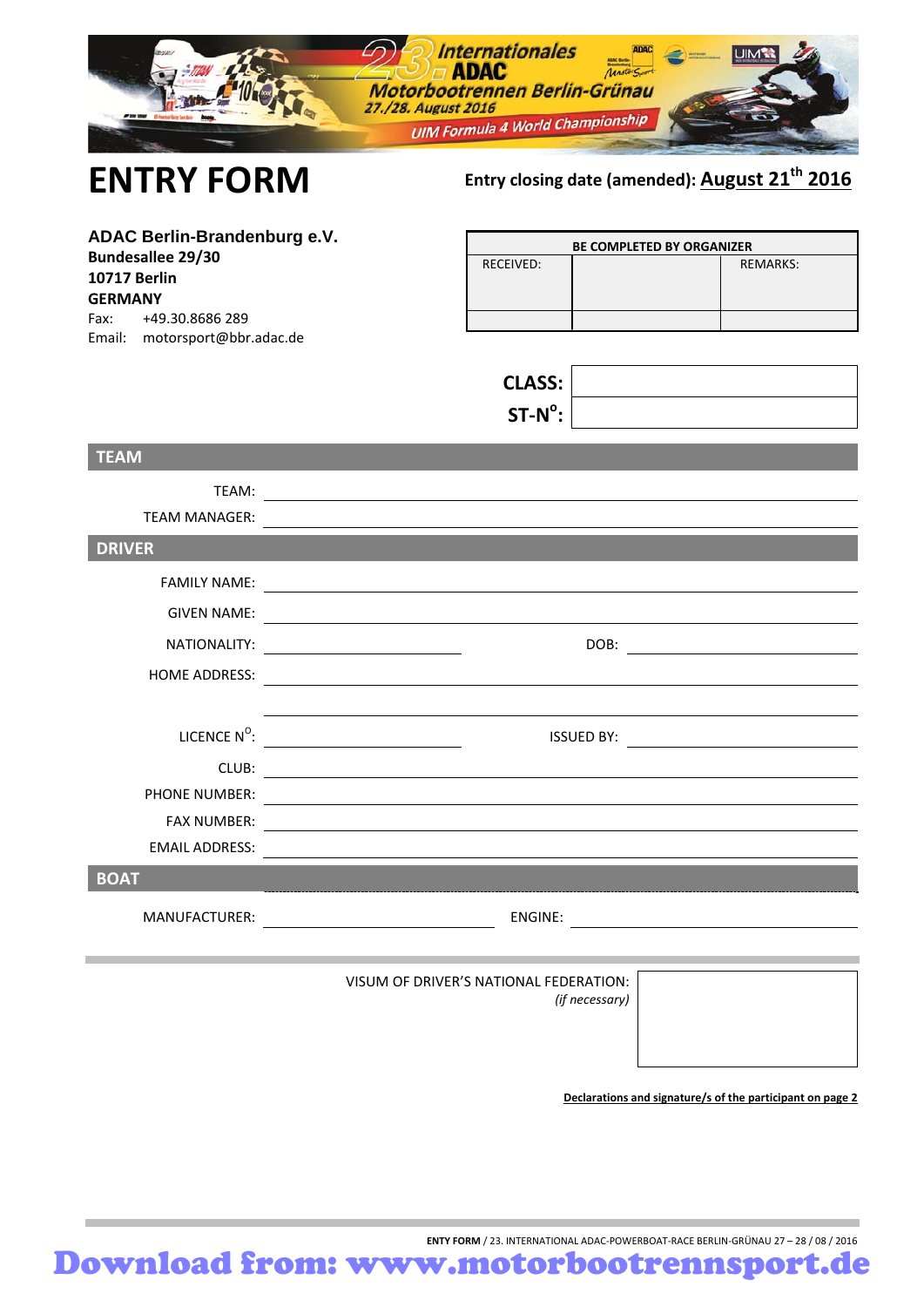# ENTRY FORM

**Entry closing date (amended): August 21th 2016**

**ADAC Berlin-Brandenburg e.V.**
**Bundesallee 29/30**
**10717 Berlin**
**GERMANY**
Fax: +49.30.8686 289
Email: motorsport@bbr.adac.de

| BE COMPLETED BY ORGANIZER | | |
|---|---|---|
| RECEIVED: | | REMARKS: |
| | | |

**CLASS:** ____________________

**ST-N°:** ____________________

## TEAM

TEAM: ____________________

TEAM MANAGER: ____________________

## DRIVER

FAMILY NAME: ____________________

GIVEN NAME: ____________________

NATIONALITY: ____________________ DOB: ____________________

HOME ADDRESS: ____________________

____________________

LICENCE N°: ____________________ ISSUED BY: ____________________

CLUB: ____________________

PHONE NUMBER: ____________________

FAX NUMBER: ____________________

EMAIL ADDRESS: ____________________

## BOAT

MANUFACTURER: ____________________ ENGINE: ____________________

VISUM OF DRIVER'S NATIONAL FEDERATION:
*(if necessary)*

**Declarations and signature/s of the participant on page 2**

**ENTY FORM** / 23. INTERNATIONAL ADAC-POWERBOAT-RACE BERLIN-GRÜNAU 27 – 28 / 08 / 2016

**Download from: www.motorbootrennsport.de**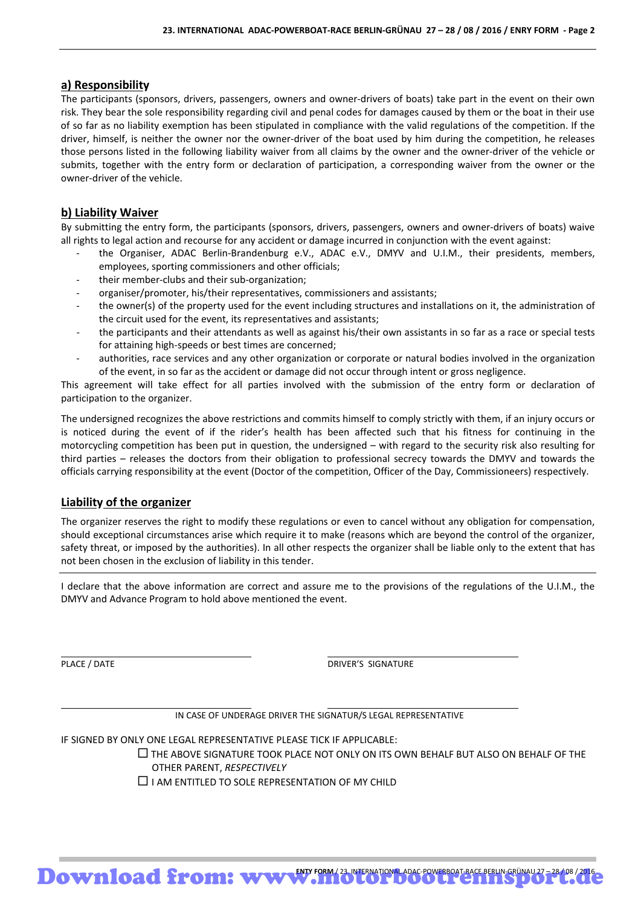## a) Responsibility

The participants (sponsors, drivers, passengers, owners and owner-drivers of boats) take part in the event on their own risk. They bear the sole responsibility regarding civil and penal codes for damages caused by them or the boat in their use of so far as no liability exemption has been stipulated in compliance with the valid regulations of the competition. If the driver, himself, is neither the owner nor the owner-driver of the boat used by him during the competition, he releases those persons listed in the following liability waiver from all claims by the owner and the owner-driver of the vehicle or submits, together with the entry form or declaration of participation, a corresponding waiver from the owner or the owner-driver of the vehicle.

## b) Liability Waiver

By submitting the entry form, the participants (sponsors, drivers, passengers, owners and owner-drivers of boats) waive all rights to legal action and recourse for any accident or damage incurred in conjunction with the event against:

- the Organiser, ADAC Berlin-Brandenburg e.V., ADAC e.V., DMYV and U.I.M., their presidents, members, employees, sporting commissioners and other officials;
- their member-clubs and their sub-organization;
- organiser/promoter, his/their representatives, commissioners and assistants;
- the owner(s) of the property used for the event including structures and installations on it, the administration of the circuit used for the event, its representatives and assistants;
- the participants and their attendants as well as against his/their own assistants in so far as a race or special tests for attaining high-speeds or best times are concerned;
- authorities, race services and any other organization or corporate or natural bodies involved in the organization of the event, in so far as the accident or damage did not occur through intent or gross negligence.

This agreement will take effect for all parties involved with the submission of the entry form or declaration of participation to the organizer.

The undersigned recognizes the above restrictions and commits himself to comply strictly with them, if an injury occurs or is noticed during the event of if the rider's health has been affected such that his fitness for continuing in the motorcycling competition has been put in question, the undersigned – with regard to the security risk also resulting for third parties – releases the doctors from their obligation to professional secrecy towards the DMYV and towards the officials carrying responsibility at the event (Doctor of the competition, Officer of the Day, Commissioneers) respectively.

## Liability of the organizer

The organizer reserves the right to modify these regulations or even to cancel without any obligation for compensation, should exceptional circumstances arise which require it to make (reasons which are beyond the control of the organizer, safety threat, or imposed by the authorities). In all other respects the organizer shall be liable only to the extent that has not been chosen in the exclusion of liability in this tender.

---

I declare that the above information are correct and assure me to the provisions of the regulations of the U.I.M., the DMYV and Advance Program to hold above mentioned the event.

PLACE / DATE

DRIVER'S SIGNATURE

IN CASE OF UNDERAGE DRIVER THE SIGNATUR/S LEGAL REPRESENTATIVE

IF SIGNED BY ONLY ONE LEGAL REPRESENTATIVE PLEASE TICK IF APPLICABLE:

☐ THE ABOVE SIGNATURE TOOK PLACE NOT ONLY ON ITS OWN BEHALF BUT ALSO ON BEHALF OF THE OTHER PARENT, *RESPECTIVELY*

☐ I AM ENTITLED TO SOLE REPRESENTATION OF MY CHILD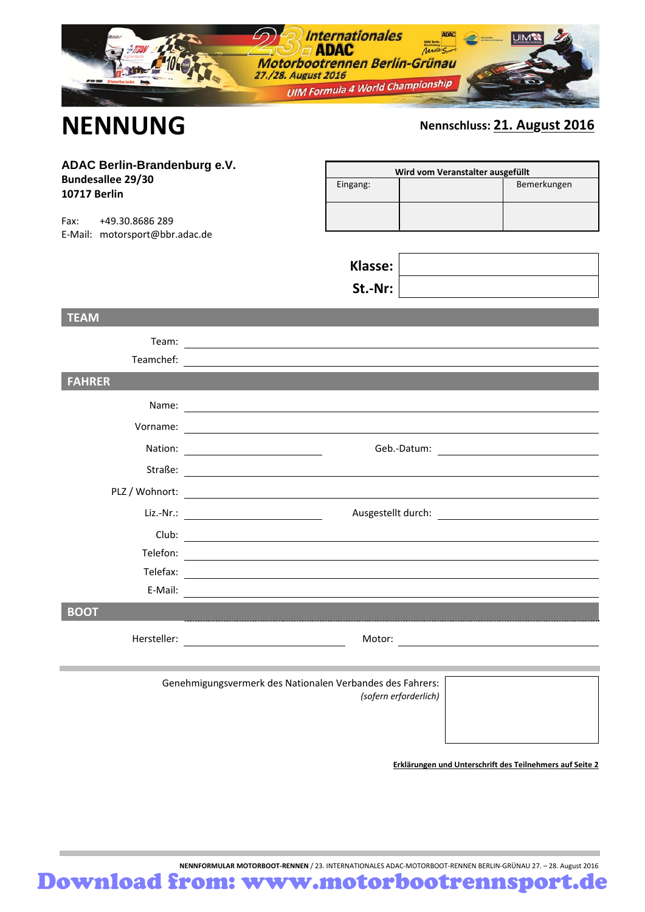23. Internationales ADAC Motorbootrennen Berlin-Grünau
27./28. August 2016
UIM Formula 4 World Championship

# NENNUNG

**Nennschluss:** **21. August 2016**

**ADAC Berlin-Brandenburg e.V.**
**Bundesallee 29/30**
**10717 Berlin**

Fax: +49.30.8686 289
E-Mail: motorsport@bbr.adac.de

| Wird vom Veranstalter ausgefüllt | | |
|---|---|---|
| Eingang: | | Bemerkungen |
| | | |

**Klasse:** ____________________

**St.-Nr.:** ____________________

## TEAM

Team: ____________________

Teamchef: ____________________

## FAHRER

Name: ____________________

Vorname: ____________________

Nation: ____________________ Geb.-Datum: ____________________

Straße: ____________________

PLZ / Wohnort: ____________________

Liz.-Nr.: ____________________ Ausgestellt durch: ____________________

Club: ____________________

Telefon: ____________________

Telefax: ____________________

E-Mail: ____________________

## BOOT

Hersteller: ____________________ Motor: ____________________

Genehmigungsvermerk des Nationalen Verbandes des Fahrers:
*(sofern erforderlich)*

**Erklärungen und Unterschrift des Teilnehmers auf Seite 2**

**NENNFORMULAR MOTORBOOT-RENNEN** / 23. INTERNATIONALES ADAC-MOTORBOOT-RENNEN BERLIN-GRÜNAU 27. – 28. August 2016

Download from: www.motorbootrennsport.de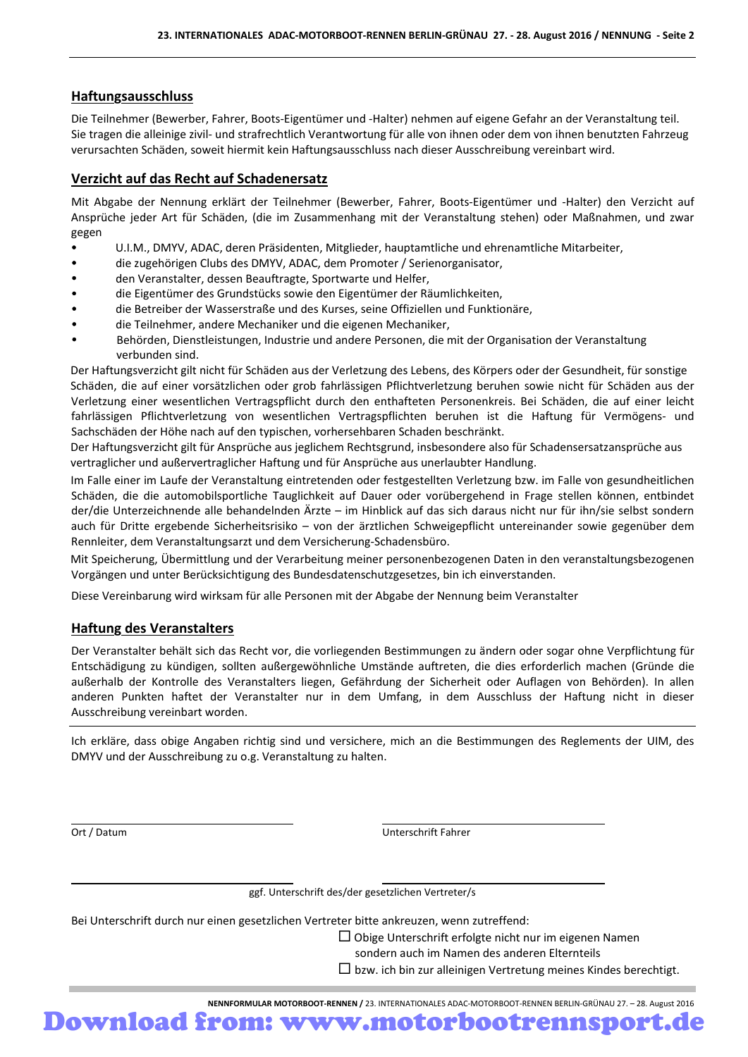## Haftungsausschluss

Die Teilnehmer (Bewerber, Fahrer, Boots-Eigentümer und -Halter) nehmen auf eigene Gefahr an der Veranstaltung teil. Sie tragen die alleinige zivil- und strafrechtlich Verantwortung für alle von ihnen oder dem von ihnen benutzten Fahrzeug verursachten Schäden, soweit hiermit kein Haftungsausschluss nach dieser Ausschreibung vereinbart wird.

## Verzicht auf das Recht auf Schadenersatz

Mit Abgabe der Nennung erklärt der Teilnehmer (Bewerber, Fahrer, Boots-Eigentümer und -Halter) den Verzicht auf Ansprüche jeder Art für Schäden, (die im Zusammenhang mit der Veranstaltung stehen) oder Maßnahmen, und zwar gegen

- U.I.M., DMYV, ADAC, deren Präsidenten, Mitglieder, hauptamtliche und ehrenamtliche Mitarbeiter,
- die zugehörigen Clubs des DMYV, ADAC, dem Promoter / Serienorganisator,
- den Veranstalter, dessen Beauftragte, Sportwarte und Helfer,
- die Eigentümer des Grundstücks sowie den Eigentümer der Räumlichkeiten,
- die Betreiber der Wasserstraße und des Kurses, seine Offiziellen und Funktionäre,
- die Teilnehmer, andere Mechaniker und die eigenen Mechaniker,
- Behörden, Dienstleistungen, Industrie und andere Personen, die mit der Organisation der Veranstaltung verbunden sind.

Der Haftungsverzicht gilt nicht für Schäden aus der Verletzung des Lebens, des Körpers oder der Gesundheit, für sonstige Schäden, die auf einer vorsätzlichen oder grob fahrlässigen Pflichtverletzung beruhen sowie nicht für Schäden aus der Verletzung einer wesentlichen Vertragspflicht durch den enthafteten Personenkreis. Bei Schäden, die auf einer leicht fahrlässigen Pflichtverletzung von wesentlichen Vertragspflichten beruhen ist die Haftung für Vermögens- und Sachschäden der Höhe nach auf den typischen, vorhersehbaren Schaden beschränkt.

Der Haftungsverzicht gilt für Ansprüche aus jeglichem Rechtsgrund, insbesondere also für Schadensersatzansprüche aus vertraglicher und außervertraglicher Haftung und für Ansprüche aus unerlaubter Handlung.

Im Falle einer im Laufe der Veranstaltung eintretenden oder festgestellten Verletzung bzw. im Falle von gesundheitlichen Schäden, die die automobilsportliche Tauglichkeit auf Dauer oder vorübergehend in Frage stellen können, entbindet der/die Unterzeichnende alle behandelnden Ärzte – im Hinblick auf das sich daraus nicht nur für ihn/sie selbst sondern auch für Dritte ergebende Sicherheitsrisiko – von der ärztlichen Schweigepflicht untereinander sowie gegenüber dem Rennleiter, dem Veranstaltungsarzt und dem Versicherung-Schadensbüro.

Mit Speicherung, Übermittlung und der Verarbeitung meiner personenbezogenen Daten in den veranstaltungsbezogenen Vorgängen und unter Berücksichtigung des Bundesdatenschutzgesetzes, bin ich einverstanden.

Diese Vereinbarung wird wirksam für alle Personen mit der Abgabe der Nennung beim Veranstalter

## Haftung des Veranstalters

Der Veranstalter behält sich das Recht vor, die vorliegenden Bestimmungen zu ändern oder sogar ohne Verpflichtung für Entschädigung zu kündigen, sollten außergewöhnliche Umstände auftreten, die dies erforderlich machen (Gründe die außerhalb der Kontrolle des Veranstalters liegen, Gefährdung der Sicherheit oder Auflagen von Behörden). In allen anderen Punkten haftet der Veranstalter nur in dem Umfang, in dem Ausschluss der Haftung nicht in dieser Ausschreibung vereinbart worden.

---

Ich erkläre, dass obige Angaben richtig sind und versichere, mich an die Bestimmungen des Reglements der UIM, des DMYV und der Ausschreibung zu o.g. Veranstaltung zu halten.

Ort / Datum

Unterschrift Fahrer

ggf. Unterschrift des/der gesetzlichen Vertreter/s

Bei Unterschrift durch nur einen gesetzlichen Vertreter bitte ankreuzen, wenn zutreffend:

☐ Obige Unterschrift erfolgte nicht nur im eigenen Namen sondern auch im Namen des anderen Elternteils

☐ bzw. ich bin zur alleinigen Vertretung meines Kindes berechtigt.

Download from: www.motorbootrennsport.de